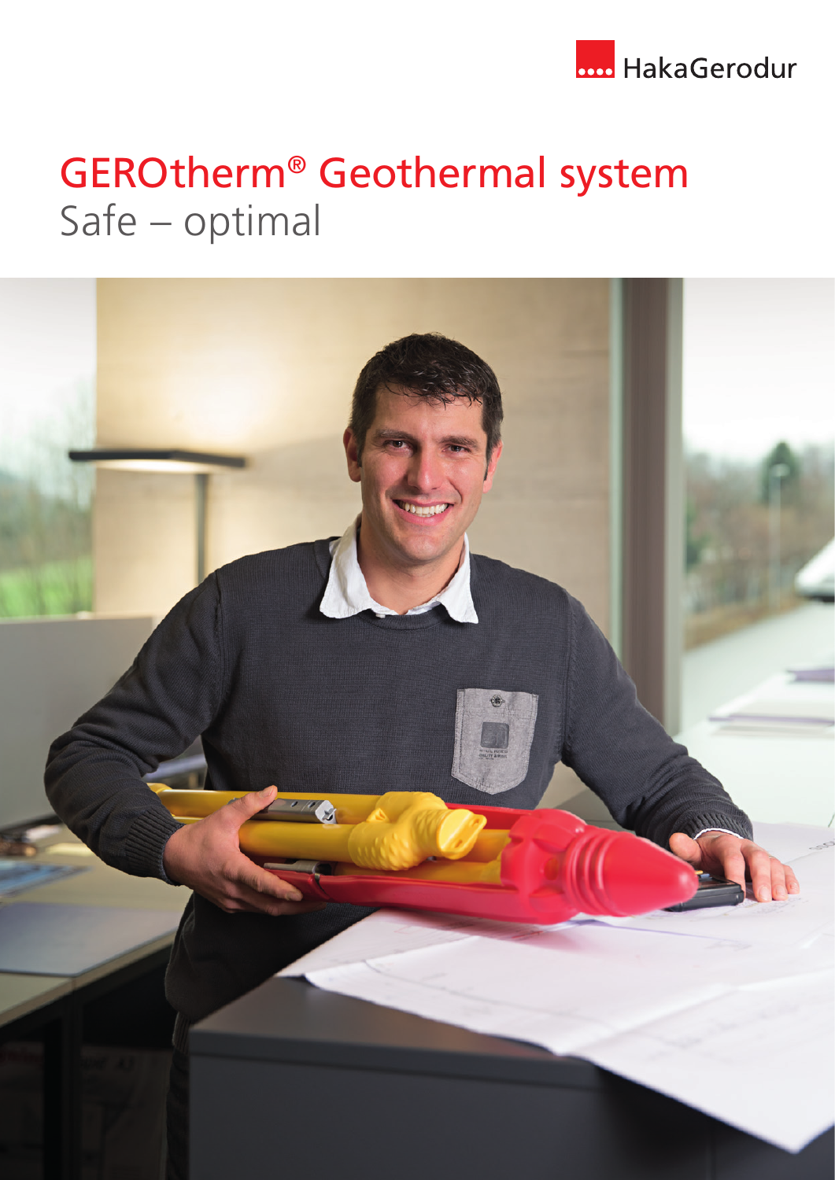HakaGerodur

# GEROtherm® Geothermal system

Safe – optimal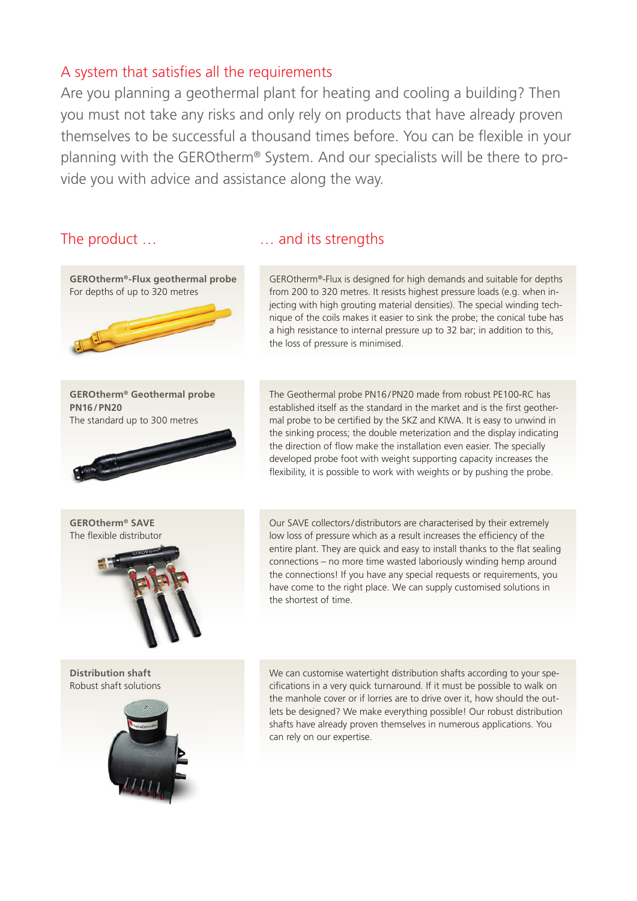## A system that satisfies all the requirements

Are you planning a geothermal plant for heating and cooling a building? Then you must not take any risks and only rely on products that have already proven themselves to be successful a thousand times before. You can be flexible in your planning with the GEROtherm® System. And our specialists will be there to provide you with advice and assistance along the way.

| The product … | … and its strengths |
| --- | --- |
| **GEROtherm®-Flux geothermal probe**<br>For depths of up to 320 metres | GEROtherm®-Flux is designed for high demands and suitable for depths from 200 to 320 metres. It resists highest pressure loads (e.g. when injecting with high grouting material densities). The special winding technique of the coils makes it easier to sink the probe; the conical tube has a high resistance to internal pressure up to 32 bar; in addition to this, the loss of pressure is minimised. |
| **GEROtherm® Geothermal probe PN16/PN20**<br>The standard up to 300 metres | The Geothermal probe PN16/PN20 made from robust PE100-RC has established itself as the standard in the market and is the first geothermal probe to be certified by the SKZ and KIWA. It is easy to unwind in the sinking process; the double meterization and the display indicating the direction of flow make the installation even easier. The specially developed probe foot with weight supporting capacity increases the flexibility, it is possible to work with weights or by pushing the probe. |
| **GEROtherm® SAVE**<br>The flexible distributor | Our SAVE collectors/distributors are characterised by their extremely low loss of pressure which as a result increases the efficiency of the entire plant. They are quick and easy to install thanks to the flat sealing connections – no more time wasted laboriously winding hemp around the connections! If you have any special requests or requirements, you have come to the right place. We can supply customised solutions in the shortest of time. |
| **Distribution shaft**<br>Robust shaft solutions | We can customise watertight distribution shafts according to your specifications in a very quick turnaround. If it must be possible to walk on the manhole cover or if lorries are to drive over it, how should the outlets be designed? We make everything possible! Our robust distribution shafts have already proven themselves in numerous applications. You can rely on our expertise. |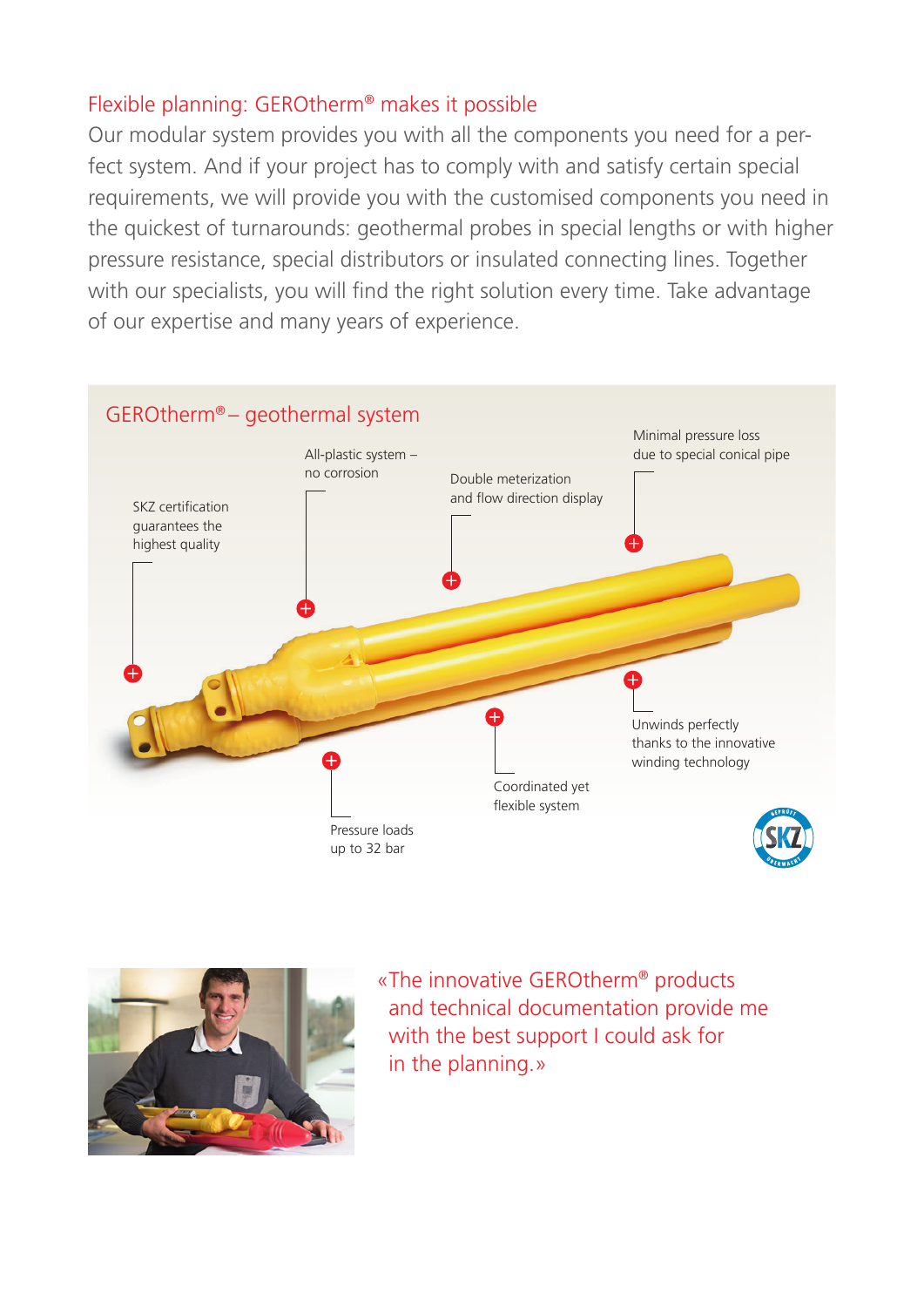## Flexible planning: GEROtherm® makes it possible

Our modular system provides you with all the components you need for a perfect system. And if your project has to comply with and satisfy certain special requirements, we will provide you with the customised components you need in the quickest of turnarounds: geothermal probes in special lengths or with higher pressure resistance, special distributors or insulated connecting lines. Together with our specialists, you will find the right solution every time. Take advantage of our expertise and many years of experience.

## GEROtherm® – geothermal system

- SKZ certification guarantees the highest quality
- All-plastic system – no corrosion
- Double meterization and flow direction display
- Minimal pressure loss due to special conical pipe
- Unwinds perfectly thanks to the innovative winding technology
- Coordinated yet flexible system
- Pressure loads up to 32 bar

«The innovative GEROtherm® products and technical documentation provide me with the best support I could ask for in the planning.»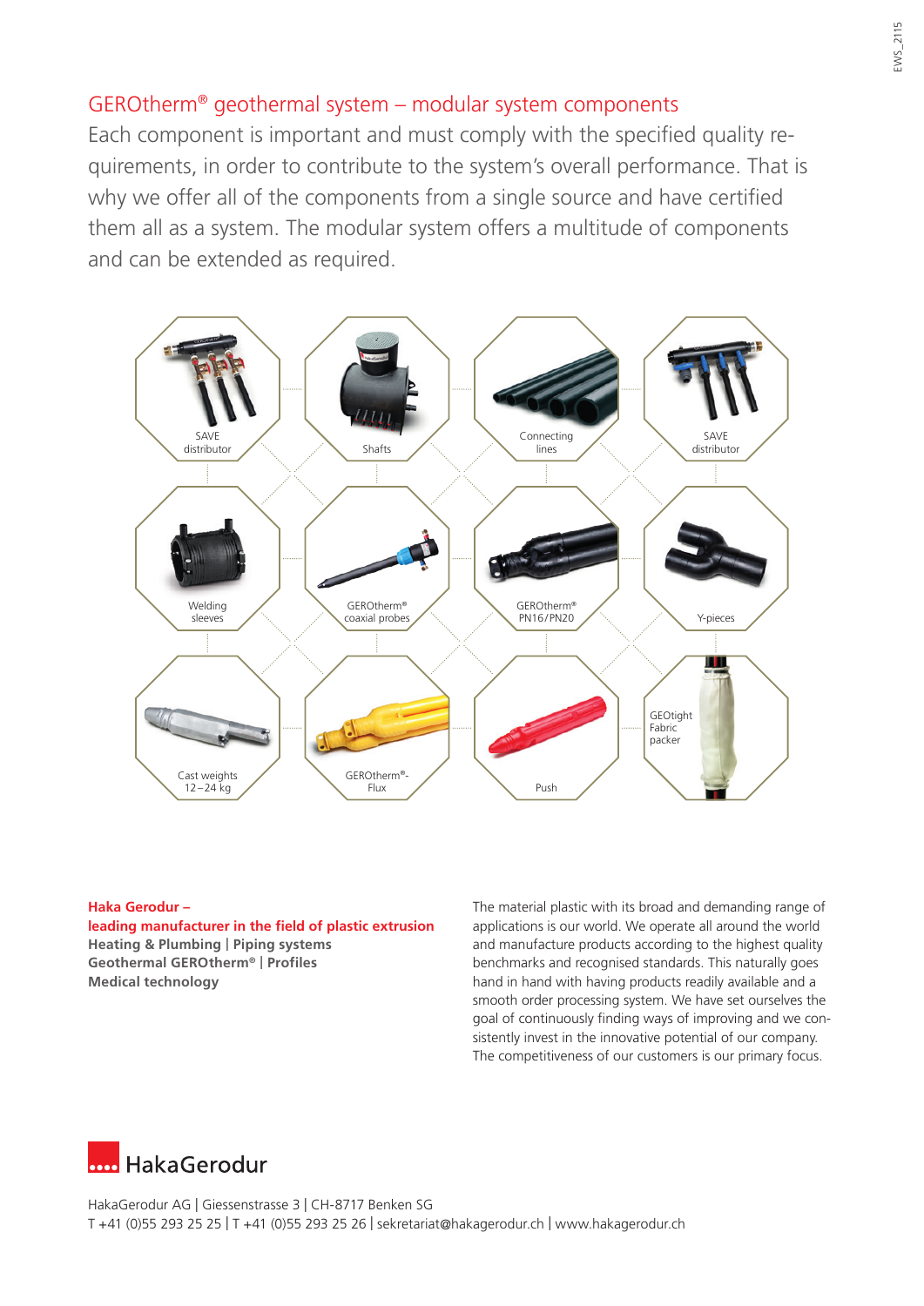## GEROtherm® geothermal system – modular system components

Each component is important and must comply with the specified quality requirements, in order to contribute to the system's overall performance. That is why we offer all of the components from a single source and have certified them all as a system. The modular system offers a multitude of components and can be extended as required.

SAVE distributor

Shafts

Connecting lines

SAVE distributor

Welding sleeves

GEROtherm® coaxial probes

GEROtherm® PN16/PN20

Y-pieces

Cast weights 12–24 kg

GEROtherm®-Flux

Push

GEOtight Fabric packer

**Haka Gerodur –**
**leading manufacturer in the field of plastic extrusion**
**Heating & Plumbing | Piping systems**
**Geothermal GEROtherm® | Profiles**
**Medical technology**

The material plastic with its broad and demanding range of applications is our world. We operate all around the world and manufacture products according to the highest quality benchmarks and recognised standards. This naturally goes hand in hand with having products readily available and a smooth order processing system. We have set ourselves the goal of continuously finding ways of improving and we consistently invest in the innovative potential of our company. The competitiveness of our customers is our primary focus.

HakaGerodur

HakaGerodur AG | Giessenstrasse 3 | CH-8717 Benken SG
T +41 (0)55 293 25 25 | T +41 (0)55 293 25 26 | sekretariat@hakagerodur.ch | www.hakagerodur.ch